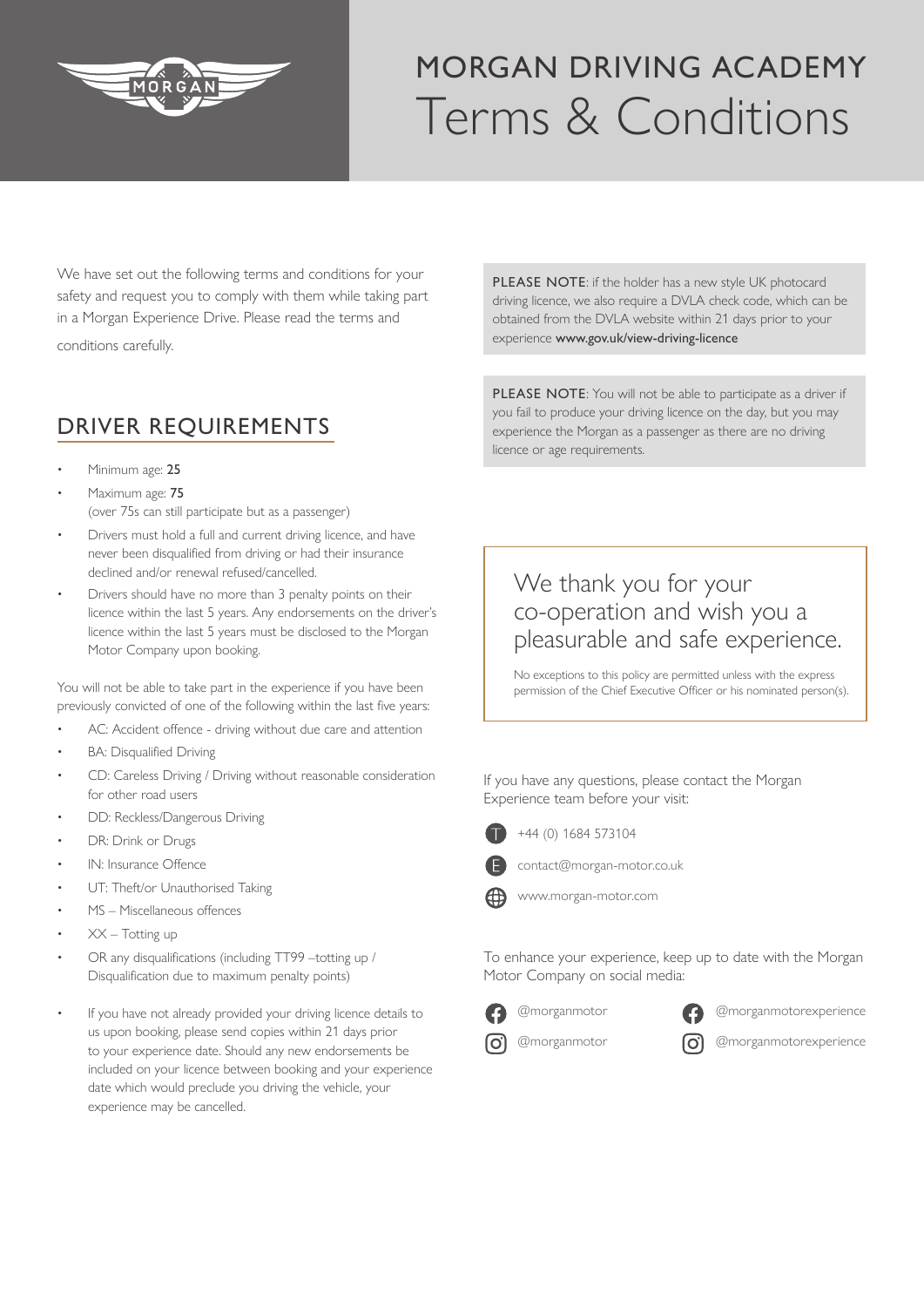# MORGAN DRIVING ACADEMY

# Terms & Conditions

We have set out the following terms and conditions for your safety and request you to comply with them while taking part in a Morgan Experience Drive. Please read the terms and conditions carefully.

## DRIVER REQUIREMENTS

- Minimum age: **25**
- Maximum age: **75**
  (over 75s can still participate but as a passenger)
- Drivers must hold a full and current driving licence, and have never been disqualified from driving or had their insurance declined and/or renewal refused/cancelled.
- Drivers should have no more than 3 penalty points on their licence within the last 5 years. Any endorsements on the driver's licence within the last 5 years must be disclosed to the Morgan Motor Company upon booking.

You will not be able to take part in the experience if you have been previously convicted of one of the following within the last five years:

- AC: Accident offence - driving without due care and attention
- BA: Disqualified Driving
- CD: Careless Driving / Driving without reasonable consideration for other road users
- DD: Reckless/Dangerous Driving
- DR: Drink or Drugs
- IN: Insurance Offence
- UT: Theft/or Unauthorised Taking
- MS – Miscellaneous offences
- XX – Totting up
- OR any disqualifications (including TT99 –totting up / Disqualification due to maximum penalty points)
- If you have not already provided your driving licence details to us upon booking, please send copies within 21 days prior to your experience date. Should any new endorsements be included on your licence between booking and your experience date which would preclude you driving the vehicle, your experience may be cancelled.

PLEASE NOTE: if the holder has a new style UK photocard driving licence, we also require a DVLA check code, which can be obtained from the DVLA website within 21 days prior to your experience **www.gov.uk/view-driving-licence**

PLEASE NOTE: You will not be able to participate as a driver if you fail to produce your driving licence on the day, but you may experience the Morgan as a passenger as there are no driving licence or age requirements.

We thank you for your co-operation and wish you a pleasurable and safe experience.

No exceptions to this policy are permitted unless with the express permission of the Chief Executive Officer or his nominated person(s).

If you have any questions, please contact the Morgan Experience team before your visit:

- T: +44 (0) 1684 573104
- E: contact@morgan-motor.co.uk
- www.morgan-motor.com

To enhance your experience, keep up to date with the Morgan Motor Company on social media:

- Facebook: @morganmotor
- Instagram: @morganmotor
- Facebook: @morganmotorexperience
- Instagram: @morganmotorexperience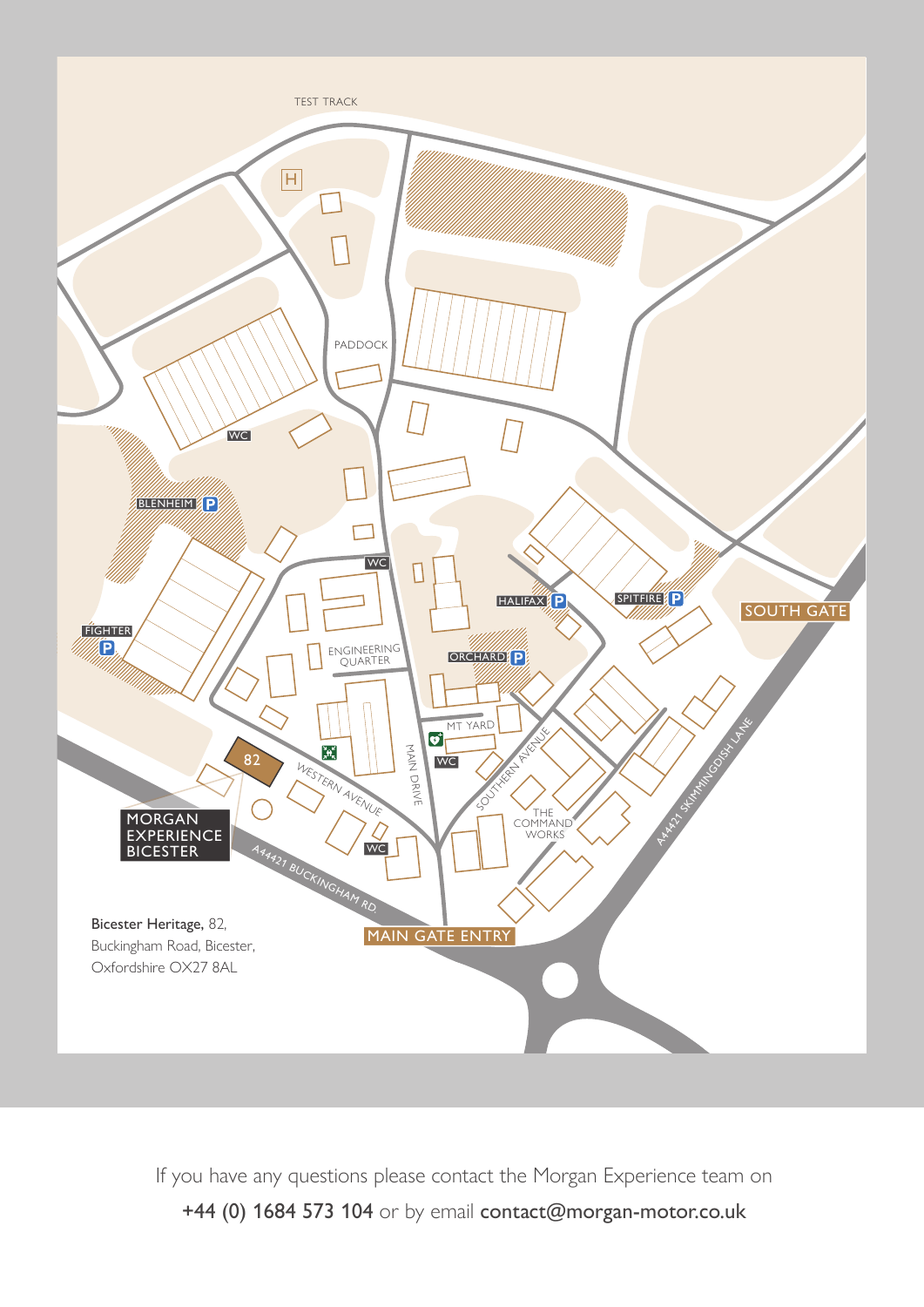TEST TRACK

H

PADDOCK

WC

BLENHEIM P

FIGHTER P

WC

ENGINEERING QUARTER

HALIFAX P

SPITFIRE P

SOUTH GATE

ORCHARD P

MT YARD

WC

MAIN DRIVE

SOUTHERN AVENUE

THE COMMAND WORKS

82

WESTERN AVENUE

WC

MORGAN EXPERIENCE BICESTER

A44421 BUCKINGHAM RD.

A44421 SKIMMINGDISH LANE

MAIN GATE ENTRY

**Bicester Heritage,** 82,
Buckingham Road, Bicester,
Oxfordshire OX27 8AL

If you have any questions please contact the Morgan Experience team on
**+44 (0) 1684 573 104** or by email **contact@morgan-motor.co.uk**